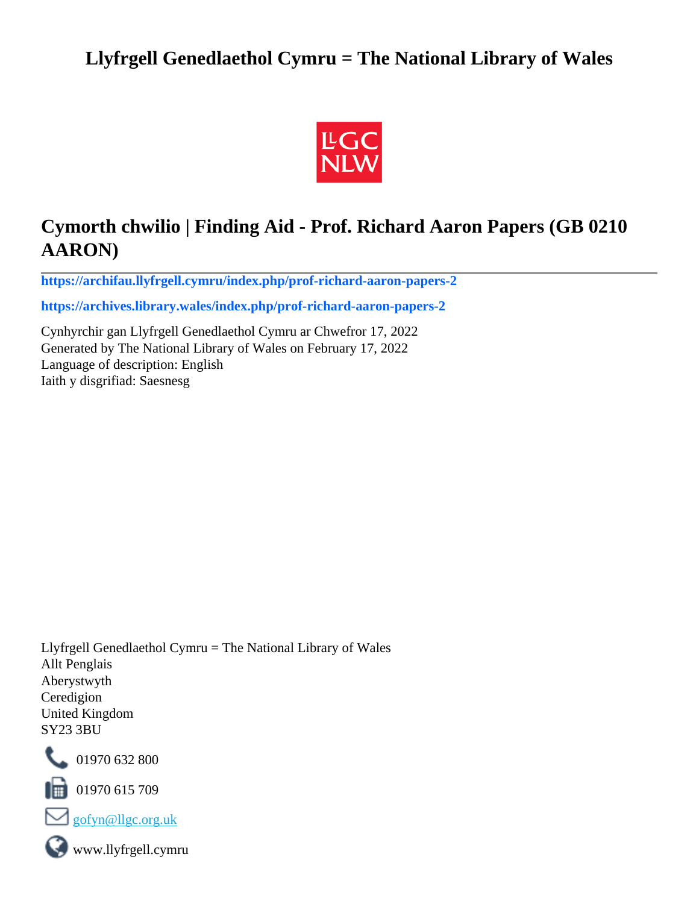# Llyfrgell Genedlaethol Cymru = The National Library of Wales

## Cymorth chwilio | Finding Aid - Prof. Richard Aaron Papers (GB 0210 AARON)

**https://archifau.llyfrgell.cymru/index.php/prof-richard-aaron-papers-2**

**https://archives.library.wales/index.php/prof-richard-aaron-papers-2**

Cynhyrchir gan Llyfrgell Genedlaethol Cymru ar Chwefror 17, 2022
Generated by The National Library of Wales on February 17, 2022
Language of description: English
Iaith y disgrifiad: Saesnesg

Llyfrgell Genedlaethol Cymru = The National Library of Wales
Allt Penglais
Aberystwyth
Ceredigion
United Kingdom
SY23 3BU

01970 632 800

01970 615 709

gofyn@llgc.org.uk

www.llyfrgell.cymru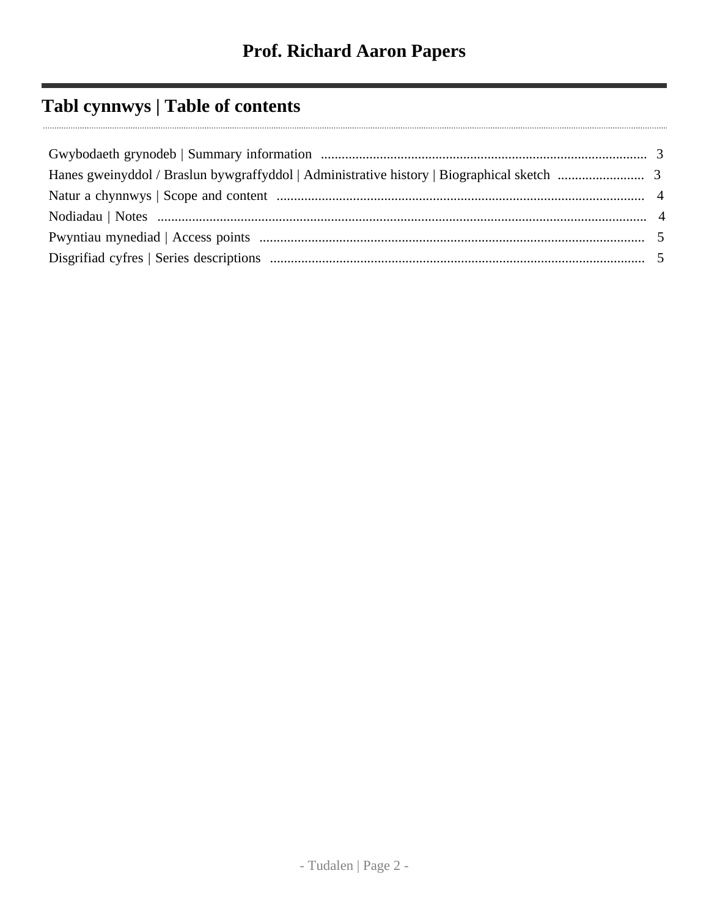# Prof. Richard Aaron Papers

## Tabl cynnwys | Table of contents

Gwybodaeth grynodeb | Summary information .................................................... 3

Hanes gweinyddol / Braslun bywgraffyddol | Administrative history | Biographical sketch .................... 3

Natur a chynnwys | Scope and content .................................................... 4

Nodiadau | Notes .................................................... 4

Pwyntiau mynediad | Access points .................................................... 5

Disgrifiad cyfres | Series descriptions .................................................... 5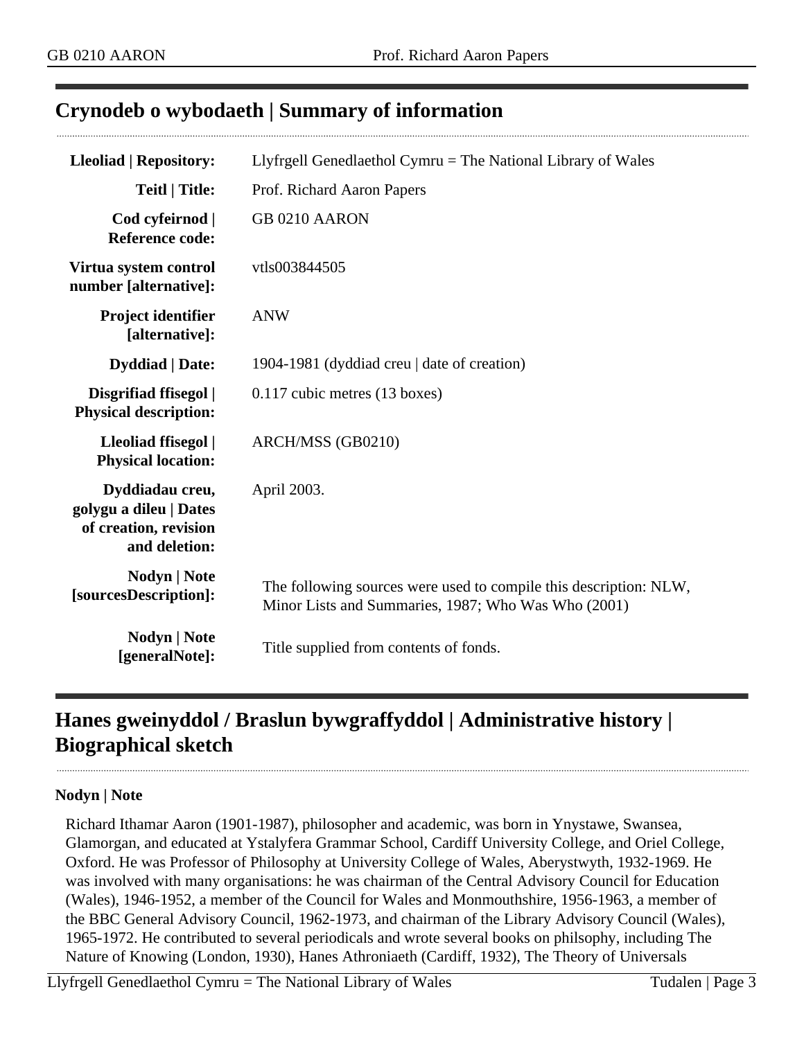## Crynodeb o wybodaeth | Summary of information

| | |
|---|---|
| **Lleoliad \| Repository:** | Llyfrgell Genedlaethol Cymru = The National Library of Wales |
| **Teitl \| Title:** | Prof. Richard Aaron Papers |
| **Cod cyfeirnod \| Reference code:** | GB 0210 AARON |
| **Virtua system control number [alternative]:** | vtls003844505 |
| **Project identifier [alternative]:** | ANW |
| **Dyddiad \| Date:** | 1904-1981 (dyddiad creu \| date of creation) |
| **Disgrifiad ffisegol \| Physical description:** | 0.117 cubic metres (13 boxes) |
| **Lleoliad ffisegol \| Physical location:** | ARCH/MSS (GB0210) |
| **Dyddiadau creu, golygu a dileu \| Dates of creation, revision and deletion:** | April 2003. |
| **Nodyn \| Note [sourcesDescription]:** | The following sources were used to compile this description: NLW, Minor Lists and Summaries, 1987; Who Was Who (2001) |
| **Nodyn \| Note [generalNote]:** | Title supplied from contents of fonds. |

## Hanes gweinyddol / Braslun bywgraffyddol | Administrative history | Biographical sketch

### Nodyn | Note

Richard Ithamar Aaron (1901-1987), philosopher and academic, was born in Ynystawe, Swansea, Glamorgan, and educated at Ystalyfera Grammar School, Cardiff University College, and Oriel College, Oxford. He was Professor of Philosophy at University College of Wales, Aberystwyth, 1932-1969. He was involved with many organisations: he was chairman of the Central Advisory Council for Education (Wales), 1946-1952, a member of the Council for Wales and Monmouthshire, 1956-1963, a member of the BBC General Advisory Council, 1962-1973, and chairman of the Library Advisory Council (Wales), 1965-1972. He contributed to several periodicals and wrote several books on philsophy, including The Nature of Knowing (London, 1930), Hanes Athroniaeth (Cardiff, 1932), The Theory of Universals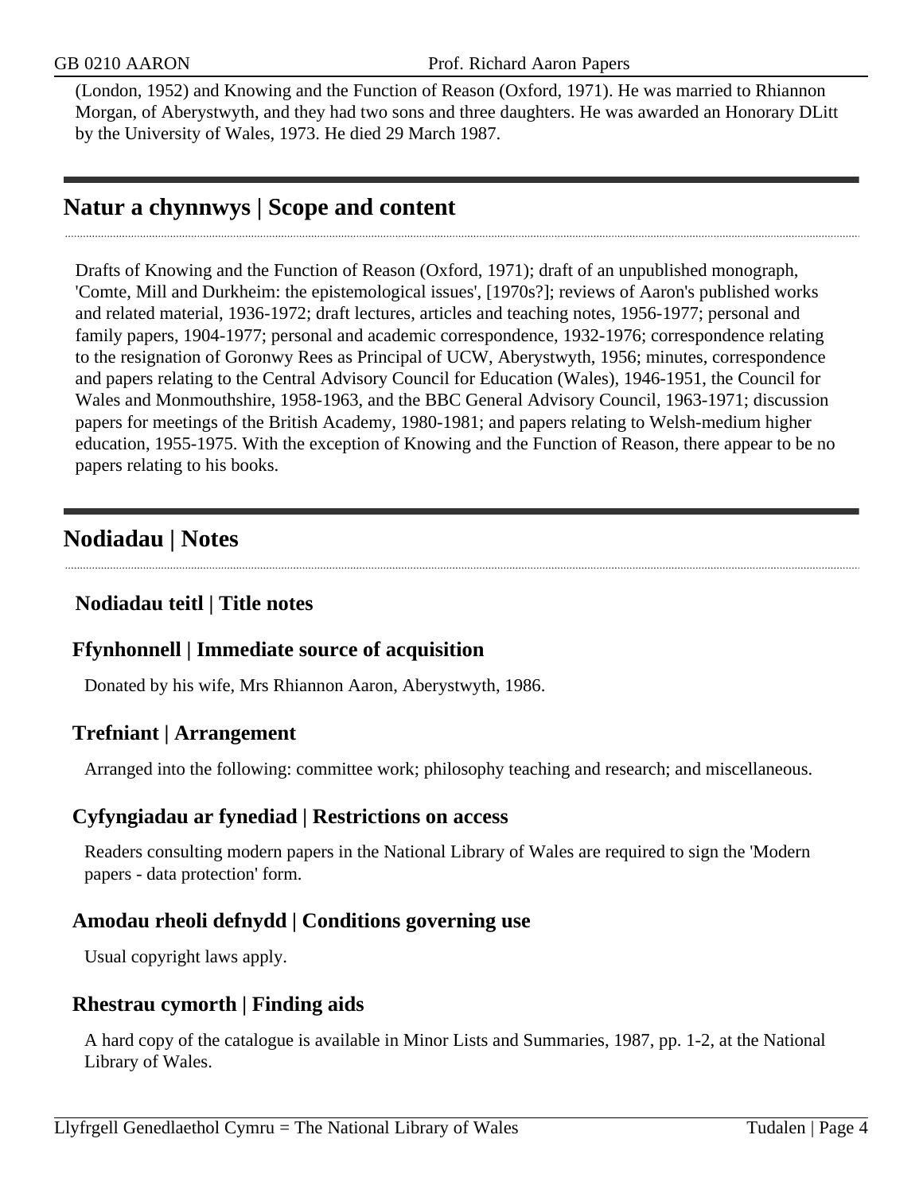(London, 1952) and Knowing and the Function of Reason (Oxford, 1971). He was married to Rhiannon Morgan, of Aberystwyth, and they had two sons and three daughters. He was awarded an Honorary DLitt by the University of Wales, 1973. He died 29 March 1987.

## Natur a chynnwys | Scope and content

Drafts of Knowing and the Function of Reason (Oxford, 1971); draft of an unpublished monograph, 'Comte, Mill and Durkheim: the epistemological issues', [1970s?]; reviews of Aaron's published works and related material, 1936-1972; draft lectures, articles and teaching notes, 1956-1977; personal and family papers, 1904-1977; personal and academic correspondence, 1932-1976; correspondence relating to the resignation of Goronwy Rees as Principal of UCW, Aberystwyth, 1956; minutes, correspondence and papers relating to the Central Advisory Council for Education (Wales), 1946-1951, the Council for Wales and Monmouthshire, 1958-1963, and the BBC General Advisory Council, 1963-1971; discussion papers for meetings of the British Academy, 1980-1981; and papers relating to Welsh-medium higher education, 1955-1975. With the exception of Knowing and the Function of Reason, there appear to be no papers relating to his books.

## Nodiadau | Notes

### Nodiadau teitl | Title notes

### Ffynhonnell | Immediate source of acquisition

Donated by his wife, Mrs Rhiannon Aaron, Aberystwyth, 1986.

### Trefniant | Arrangement

Arranged into the following: committee work; philosophy teaching and research; and miscellaneous.

### Cyfyngiadau ar fynediad | Restrictions on access

Readers consulting modern papers in the National Library of Wales are required to sign the 'Modern papers - data protection' form.

### Amodau rheoli defnydd | Conditions governing use

Usual copyright laws apply.

### Rhestrau cymorth | Finding aids

A hard copy of the catalogue is available in Minor Lists and Summaries, 1987, pp. 1-2, at the National Library of Wales.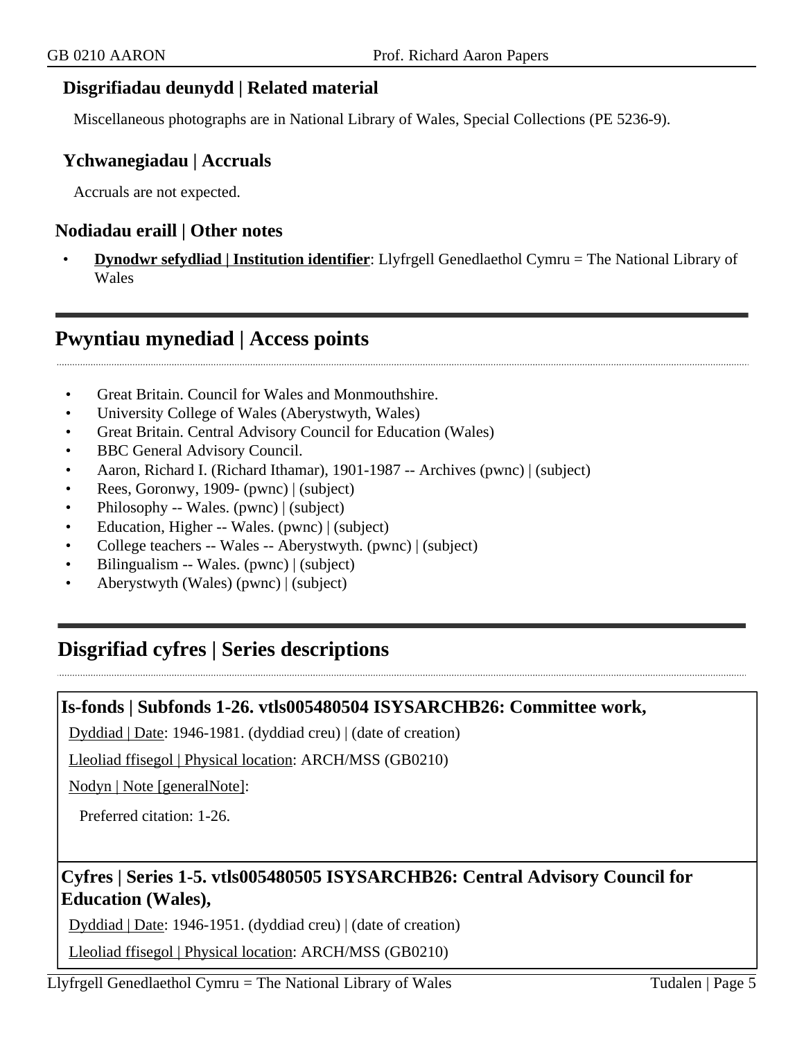### Disgrifiadau deunydd | Related material

Miscellaneous photographs are in National Library of Wales, Special Collections (PE 5236-9).

### Ychwanegiadau | Accruals

Accruals are not expected.

### Nodiadau eraill | Other notes

- **Dynodwr sefydliad | Institution identifier**: Llyfrgell Genedlaethol Cymru = The National Library of Wales

## Pwyntiau mynediad | Access points

- Great Britain. Council for Wales and Monmouthshire.
- University College of Wales (Aberystwyth, Wales)
- Great Britain. Central Advisory Council for Education (Wales)
- BBC General Advisory Council.
- Aaron, Richard I. (Richard Ithamar), 1901-1987 -- Archives (pwnc) | (subject)
- Rees, Goronwy, 1909- (pwnc) | (subject)
- Philosophy -- Wales. (pwnc) | (subject)
- Education, Higher -- Wales. (pwnc) | (subject)
- College teachers -- Wales -- Aberystwyth. (pwnc) | (subject)
- Bilingualism -- Wales. (pwnc) | (subject)
- Aberystwyth (Wales) (pwnc) | (subject)

## Disgrifiad cyfres | Series descriptions

### Is-fonds | Subfonds 1-26. vtls005480504 ISYSARCHB26: Committee work,

Dyddiad | Date: 1946-1981. (dyddiad creu) | (date of creation)

Lleoliad ffisegol | Physical location: ARCH/MSS (GB0210)

Nodyn | Note [generalNote]:

Preferred citation: 1-26.

### Cyfres | Series 1-5. vtls005480505 ISYSARCHB26: Central Advisory Council for Education (Wales),

Dyddiad | Date: 1946-1951. (dyddiad creu) | (date of creation)

Lleoliad ffisegol | Physical location: ARCH/MSS (GB0210)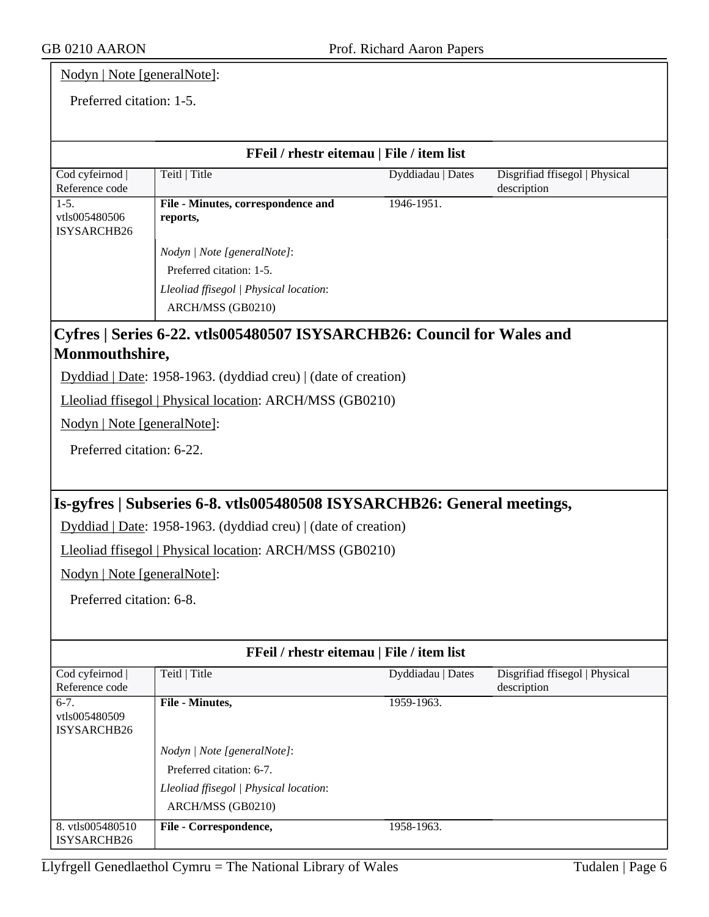Nodyn | Note [generalNote]:

Preferred citation: 1-5.

**FFeil / rhestr eitemau | File / item list**

| Cod cyfeirnod \| Reference code | Teitl \| Title | Dyddiadau \| Dates | Disgrifiad ffisegol \| Physical description |
|---|---|---|---|
| 1-5. vtls005480506 ISYSARCHB26 | **File - Minutes, correspondence and reports,**<br><br>*Nodyn \| Note [generalNote]*:<br>Preferred citation: 1-5.<br>*Lleoliad ffisegol \| Physical location*:<br>ARCH/MSS (GB0210) | 1946-1951. | |

## Cyfres | Series 6-22. vtls005480507 ISYSARCHB26: Council for Wales and Monmouthshire,

Dyddiad | Date: 1958-1963. (dyddiad creu) | (date of creation)

Lleoliad ffisegol | Physical location: ARCH/MSS (GB0210)

Nodyn | Note [generalNote]:

Preferred citation: 6-22.

## Is-gyfres | Subseries 6-8. vtls005480508 ISYSARCHB26: General meetings,

Dyddiad | Date: 1958-1963. (dyddiad creu) | (date of creation)

Lleoliad ffisegol | Physical location: ARCH/MSS (GB0210)

Nodyn | Note [generalNote]:

Preferred citation: 6-8.

**FFeil / rhestr eitemau | File / item list**

| Cod cyfeirnod \| Reference code | Teitl \| Title | Dyddiadau \| Dates | Disgrifiad ffisegol \| Physical description |
|---|---|---|---|
| 6-7. vtls005480509 ISYSARCHB26 | **File - Minutes,**<br><br>*Nodyn \| Note [generalNote]*:<br>Preferred citation: 6-7.<br>*Lleoliad ffisegol \| Physical location*:<br>ARCH/MSS (GB0210) | 1959-1963. | |
| 8. vtls005480510 ISYSARCHB26 | **File - Correspondence,** | 1958-1963. | |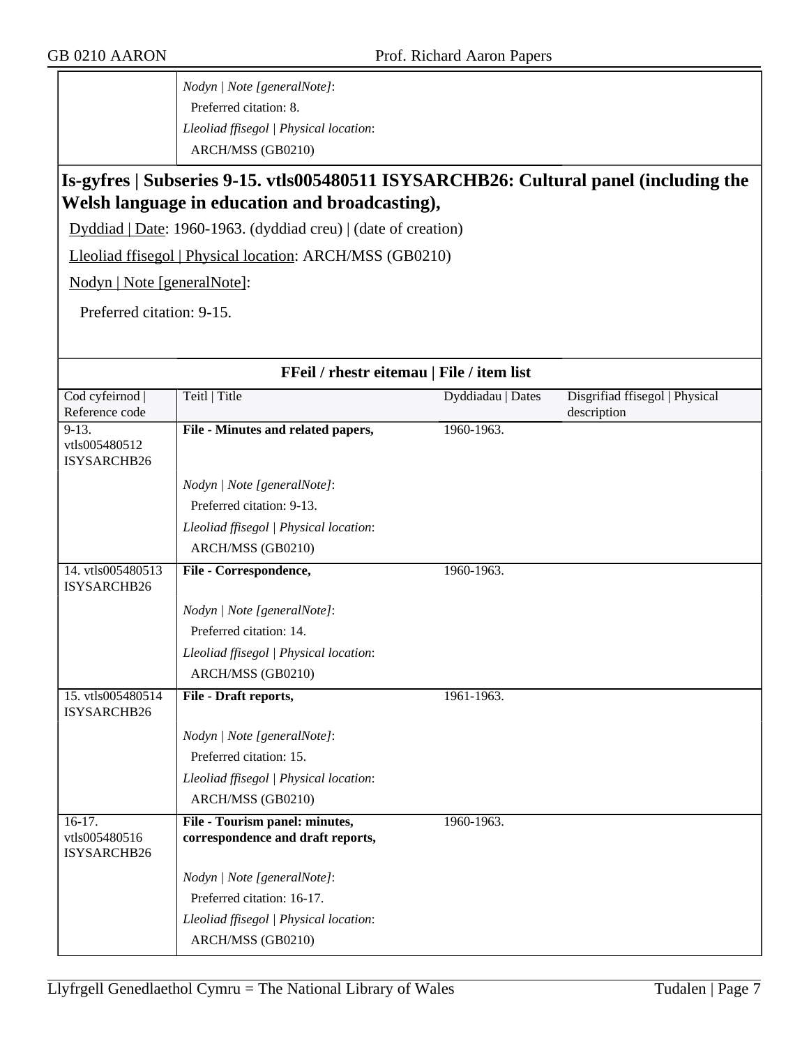*Nodyn | Note [generalNote]*:

Preferred citation: 8.

*Lleoliad ffisegol | Physical location*:

ARCH/MSS (GB0210)

## Is-gyfres | Subseries 9-15. vtls005480511 ISYSARCHB26: Cultural panel (including the Welsh language in education and broadcasting),

Dyddiad | Date: 1960-1963. (dyddiad creu) | (date of creation)

Lleoliad ffisegol | Physical location: ARCH/MSS (GB0210)

Nodyn | Note [generalNote]:

Preferred citation: 9-15.

**FFeil / rhestr eitemau | File / item list**

| Cod cyfeirnod \| Reference code | Teitl \| Title | Dyddiadau \| Dates | Disgrifiad ffisegol \| Physical description |
|---|---|---|---|
| 9-13. vtls005480512 ISYSARCHB26 | **File - Minutes and related papers,** | 1960-1963. | |
| | *Nodyn \| Note [generalNote]*: Preferred citation: 9-13. *Lleoliad ffisegol \| Physical location*: ARCH/MSS (GB0210) | | |
| 14. vtls005480513 ISYSARCHB26 | **File - Correspondence,** | 1960-1963. | |
| | *Nodyn \| Note [generalNote]*: Preferred citation: 14. *Lleoliad ffisegol \| Physical location*: ARCH/MSS (GB0210) | | |
| 15. vtls005480514 ISYSARCHB26 | **File - Draft reports,** | 1961-1963. | |
| | *Nodyn \| Note [generalNote]*: Preferred citation: 15. *Lleoliad ffisegol \| Physical location*: ARCH/MSS (GB0210) | | |
| 16-17. vtls005480516 ISYSARCHB26 | **File - Tourism panel: minutes, correspondence and draft reports,** | 1960-1963. | |
| | *Nodyn \| Note [generalNote]*: Preferred citation: 16-17. *Lleoliad ffisegol \| Physical location*: ARCH/MSS (GB0210) | | |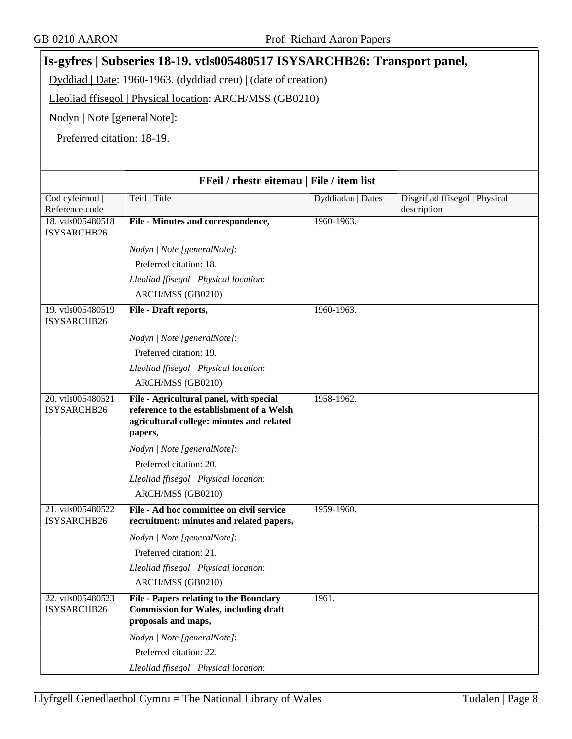## Is-gyfres | Subseries 18-19. vtls005480517 ISYSARCHB26: Transport panel,

Dyddiad | Date: 1960-1963. (dyddiad creu) | (date of creation)

Lleoliad ffisegol | Physical location: ARCH/MSS (GB0210)

Nodyn | Note [generalNote]:

Preferred citation: 18-19.

**FFeil / rhestr eitemau | File / item list**

| Cod cyfeirnod \| Reference code | Teitl \| Title | Dyddiadau \| Dates | Disgrifiad ffisegol \| Physical description |
|---|---|---|---|
| 18. vtls005480518 ISYSARCHB26 | **File - Minutes and correspondence,**<br><br>*Nodyn \| Note [generalNote]*:<br>Preferred citation: 18.<br>*Lleoliad ffisegol \| Physical location*:<br>ARCH/MSS (GB0210) | 1960-1963. | |
| 19. vtls005480519 ISYSARCHB26 | **File - Draft reports,**<br><br>*Nodyn \| Note [generalNote]*:<br>Preferred citation: 19.<br>*Lleoliad ffisegol \| Physical location*:<br>ARCH/MSS (GB0210) | 1960-1963. | |
| 20. vtls005480521 ISYSARCHB26 | **File - Agricultural panel, with special reference to the establishment of a Welsh agricultural college: minutes and related papers,**<br><br>*Nodyn \| Note [generalNote]*:<br>Preferred citation: 20.<br>*Lleoliad ffisegol \| Physical location*:<br>ARCH/MSS (GB0210) | 1958-1962. | |
| 21. vtls005480522 ISYSARCHB26 | **File - Ad hoc committee on civil service recruitment: minutes and related papers,**<br><br>*Nodyn \| Note [generalNote]*:<br>Preferred citation: 21.<br>*Lleoliad ffisegol \| Physical location*:<br>ARCH/MSS (GB0210) | 1959-1960. | |
| 22. vtls005480523 ISYSARCHB26 | **File - Papers relating to the Boundary Commission for Wales, including draft proposals and maps,**<br><br>*Nodyn \| Note [generalNote]*:<br>Preferred citation: 22.<br>*Lleoliad ffisegol \| Physical location*: | 1961. | |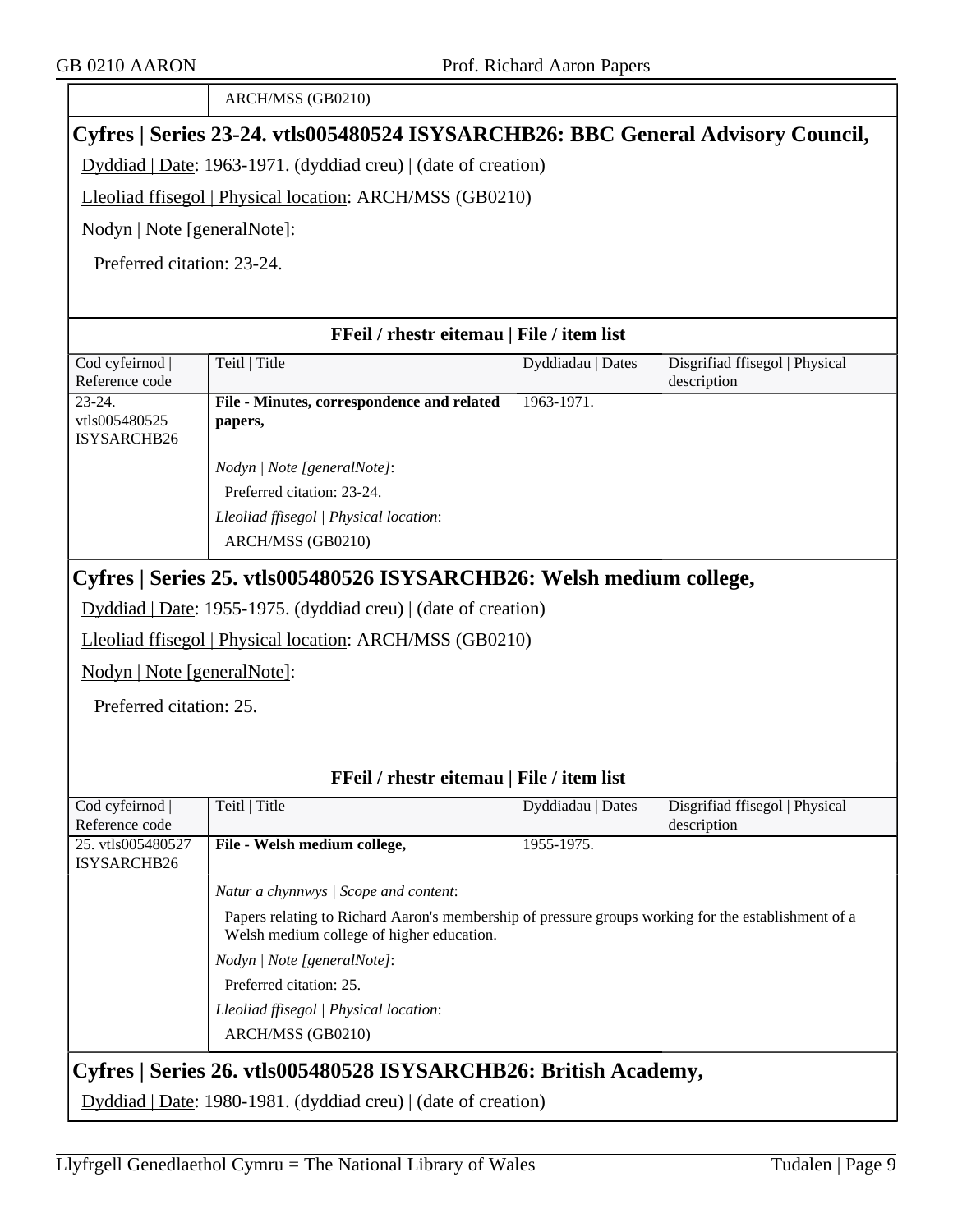| | ARCH/MSS (GB0210) |
|---|---|

## Cyfres | Series 23-24. vtls005480524 ISYSARCHB26: BBC General Advisory Council,

Dyddiad | Date: 1963-1971. (dyddiad creu) | (date of creation)

Lleoliad ffisegol | Physical location: ARCH/MSS (GB0210)

Nodyn | Note [generalNote]:

Preferred citation: 23-24.

**FFeil / rhestr eitemau | File / item list**

| Cod cyfeirnod \| Reference code | Teitl \| Title | Dyddiadau \| Dates | Disgrifiad ffisegol \| Physical description |
|---|---|---|---|
| 23-24. vtls005480525 ISYSARCHB26 | **File - Minutes, correspondence and related papers,**<br><br>*Nodyn \| Note [generalNote]*:<br>Preferred citation: 23-24.<br>*Lleoliad ffisegol \| Physical location*:<br>ARCH/MSS (GB0210) | 1963-1971. | |

## Cyfres | Series 25. vtls005480526 ISYSARCHB26: Welsh medium college,

Dyddiad | Date: 1955-1975. (dyddiad creu) | (date of creation)

Lleoliad ffisegol | Physical location: ARCH/MSS (GB0210)

Nodyn | Note [generalNote]:

Preferred citation: 25.

**FFeil / rhestr eitemau | File / item list**

| Cod cyfeirnod \| Reference code | Teitl \| Title | Dyddiadau \| Dates | Disgrifiad ffisegol \| Physical description |
|---|---|---|---|
| 25. vtls005480527 ISYSARCHB26 | **File - Welsh medium college,**<br><br>*Natur a chynnwys \| Scope and content*:<br>Papers relating to Richard Aaron's membership of pressure groups working for the establishment of a Welsh medium college of higher education.<br>*Nodyn \| Note [generalNote]*:<br>Preferred citation: 25.<br>*Lleoliad ffisegol \| Physical location*:<br>ARCH/MSS (GB0210) | 1955-1975. | |

## Cyfres | Series 26. vtls005480528 ISYSARCHB26: British Academy,

Dyddiad | Date: 1980-1981. (dyddiad creu) | (date of creation)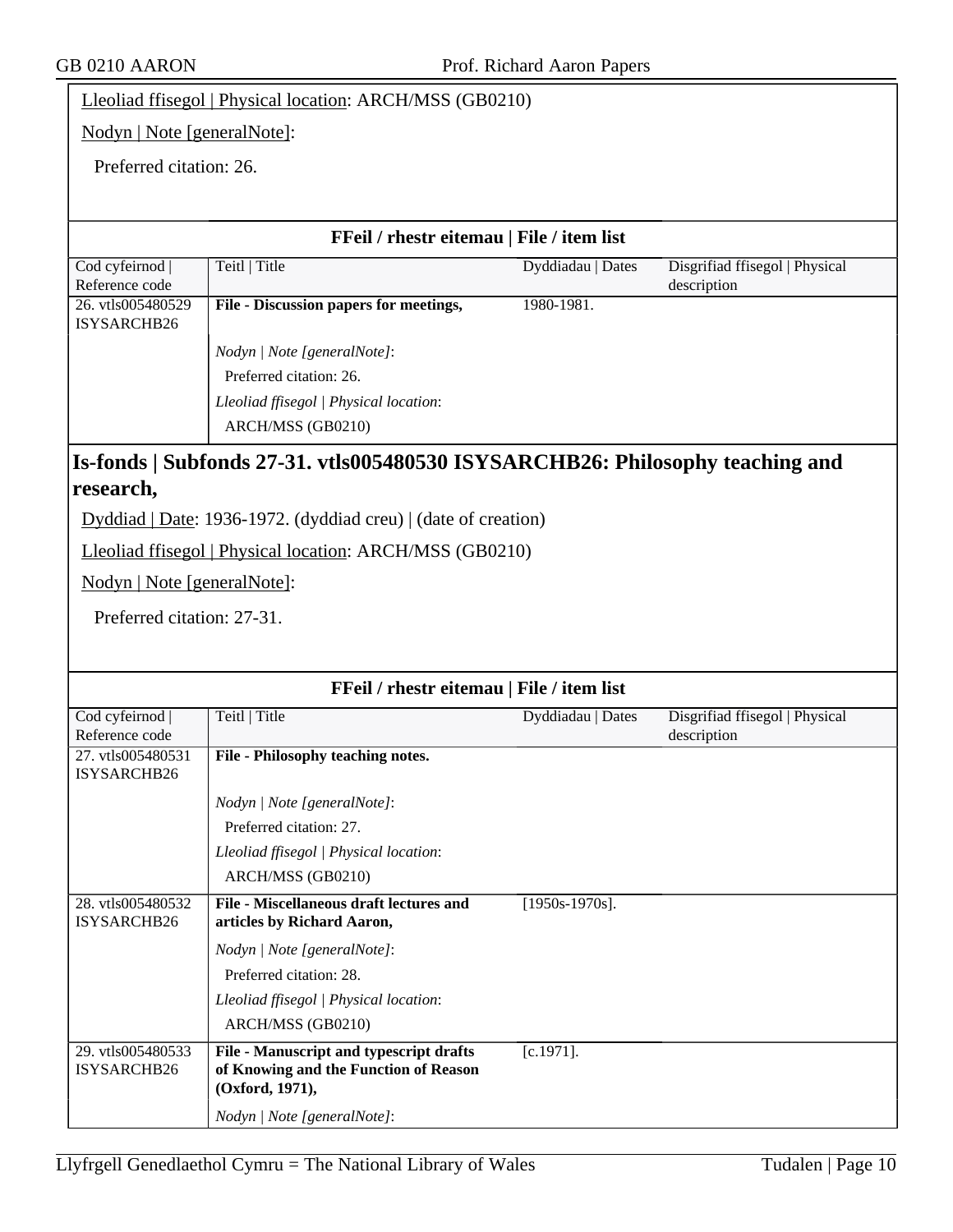Lleoliad ffisegol | Physical location: ARCH/MSS (GB0210)

Nodyn | Note [generalNote]:

Preferred citation: 26.

**FFeil / rhestr eitemau | File / item list**

| Cod cyfeirnod \| Reference code | Teitl \| Title | Dyddiadau \| Dates | Disgrifiad ffisegol \| Physical description |
|---|---|---|---|
| 26. vtls005480529 ISYSARCHB26 | **File - Discussion papers for meetings,**<br>*Nodyn \| Note [generalNote]*:<br>Preferred citation: 26.<br>*Lleoliad ffisegol \| Physical location*:<br>ARCH/MSS (GB0210) | 1980-1981. | |

## Is-fonds | Subfonds 27-31. vtls005480530 ISYSARCHB26: Philosophy teaching and research,

Dyddiad | Date: 1936-1972. (dyddiad creu) | (date of creation)

Lleoliad ffisegol | Physical location: ARCH/MSS (GB0210)

Nodyn | Note [generalNote]:

Preferred citation: 27-31.

**FFeil / rhestr eitemau | File / item list**

| Cod cyfeirnod \| Reference code | Teitl \| Title | Dyddiadau \| Dates | Disgrifiad ffisegol \| Physical description |
|---|---|---|---|
| 27. vtls005480531 ISYSARCHB26 | **File - Philosophy teaching notes.**<br>*Nodyn \| Note [generalNote]*:<br>Preferred citation: 27.<br>*Lleoliad ffisegol \| Physical location*:<br>ARCH/MSS (GB0210) | | |
| 28. vtls005480532 ISYSARCHB26 | **File - Miscellaneous draft lectures and articles by Richard Aaron,**<br>*Nodyn \| Note [generalNote]*:<br>Preferred citation: 28.<br>*Lleoliad ffisegol \| Physical location*:<br>ARCH/MSS (GB0210) | [1950s-1970s]. | |
| 29. vtls005480533 ISYSARCHB26 | **File - Manuscript and typescript drafts of Knowing and the Function of Reason (Oxford, 1971),**<br>*Nodyn \| Note [generalNote]*: | [c.1971]. | |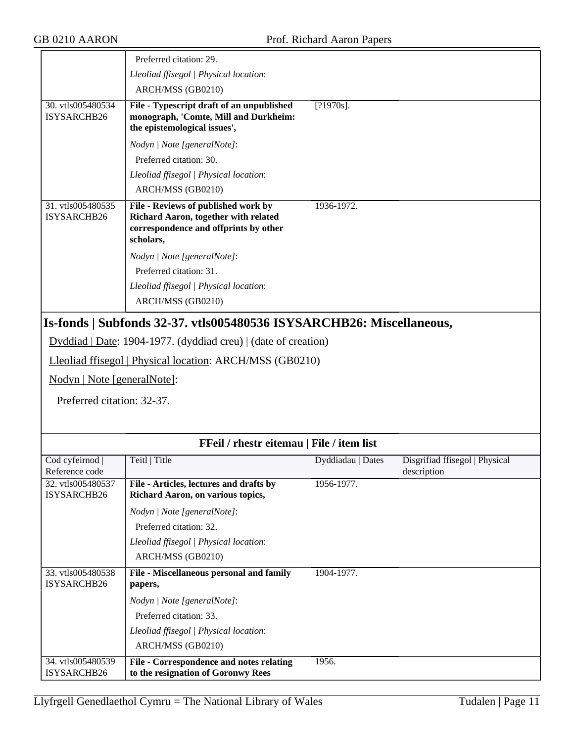| | | | |
|---|---|---|---|
| | Preferred citation: 29.<br>*Lleoliad ffisegol \| Physical location*:<br>ARCH/MSS (GB0210) | | |
| 30. vtls005480534 ISYSARCHB26 | **File - Typescript draft of an unpublished monograph, 'Comte, Mill and Durkheim: the epistemological issues',**<br>*Nodyn \| Note [generalNote]*:<br>Preferred citation: 30.<br>*Lleoliad ffisegol \| Physical location*:<br>ARCH/MSS (GB0210) | [?1970s]. | |
| 31. vtls005480535 ISYSARCHB26 | **File - Reviews of published work by Richard Aaron, together with related correspondence and offprints by other scholars,**<br>*Nodyn \| Note [generalNote]*:<br>Preferred citation: 31.<br>*Lleoliad ffisegol \| Physical location*:<br>ARCH/MSS (GB0210) | 1936-1972. | |

## Is-fonds | Subfonds 32-37. vtls005480536 ISYSARCHB26: Miscellaneous,

Dyddiad | Date: 1904-1977. (dyddiad creu) | (date of creation)

Lleoliad ffisegol | Physical location: ARCH/MSS (GB0210)

Nodyn | Note [generalNote]:

Preferred citation: 32-37.

**FFeil / rhestr eitemau | File / item list**

| Cod cyfeirnod \| Reference code | Teitl \| Title | Dyddiadau \| Dates | Disgrifiad ffisegol \| Physical description |
|---|---|---|---|
| 32. vtls005480537 ISYSARCHB26 | **File - Articles, lectures and drafts by Richard Aaron, on various topics,**<br>*Nodyn \| Note [generalNote]*:<br>Preferred citation: 32.<br>*Lleoliad ffisegol \| Physical location*:<br>ARCH/MSS (GB0210) | 1956-1977. | |
| 33. vtls005480538 ISYSARCHB26 | **File - Miscellaneous personal and family papers,**<br>*Nodyn \| Note [generalNote]*:<br>Preferred citation: 33.<br>*Lleoliad ffisegol \| Physical location*:<br>ARCH/MSS (GB0210) | 1904-1977. | |
| 34. vtls005480539 ISYSARCHB26 | **File - Correspondence and notes relating to the resignation of Goronwy Rees** | 1956. | |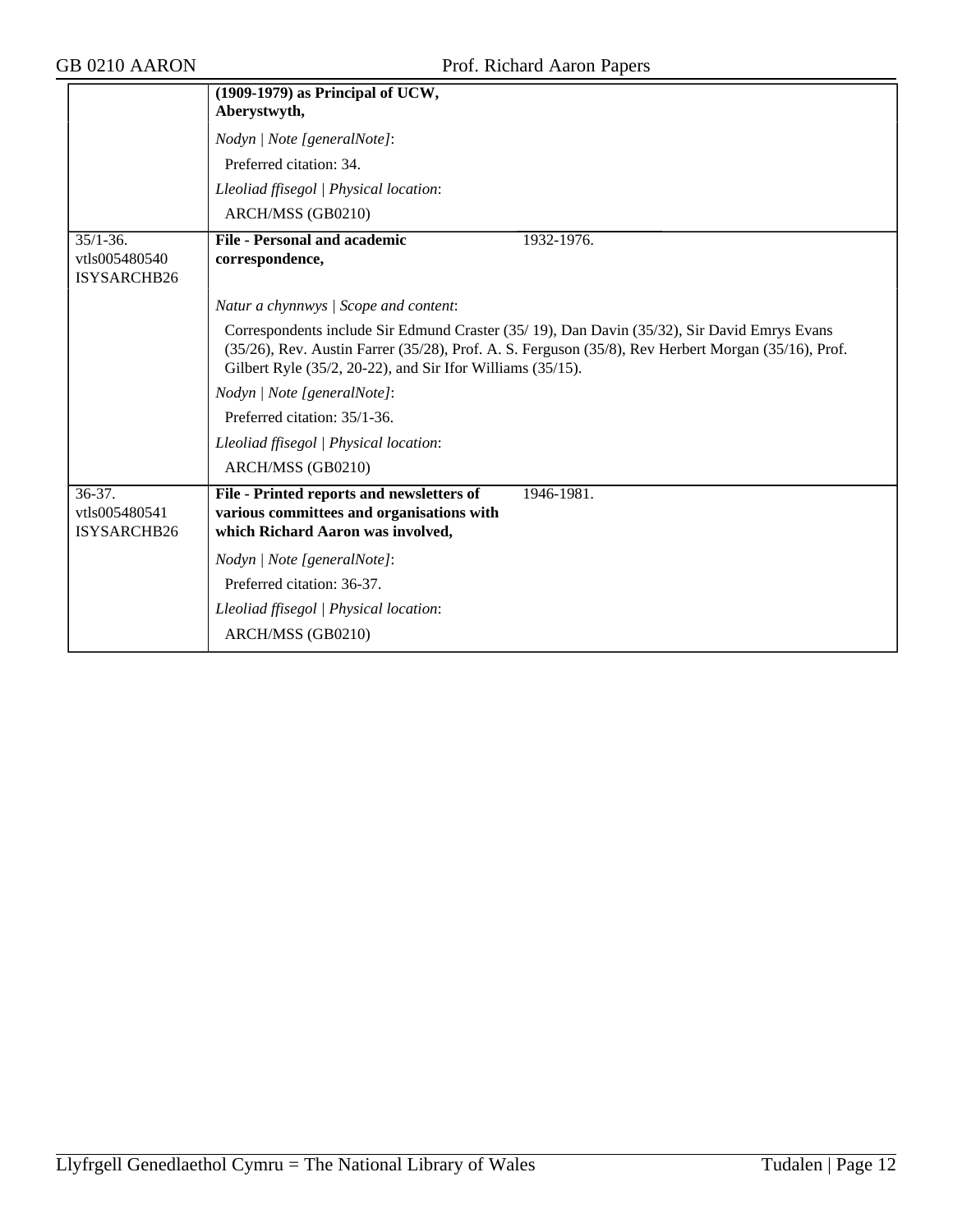| | | |
|---|---|---|
| | **(1909-1979) as Principal of UCW, Aberystwyth,** | |
| | *Nodyn \| Note [generalNote]*:<br>Preferred citation: 34.<br>*Lleoliad ffisegol \| Physical location*:<br>ARCH/MSS (GB0210) | |
| 35/1-36.<br>vtls005480540<br>ISYSARCHB26 | **File - Personal and academic correspondence,** | 1932-1976. |
| | *Natur a chynnwys \| Scope and content*:<br>Correspondents include Sir Edmund Craster (35/ 19), Dan Davin (35/32), Sir David Emrys Evans (35/26), Rev. Austin Farrer (35/28), Prof. A. S. Ferguson (35/8), Rev Herbert Morgan (35/16), Prof. Gilbert Ryle (35/2, 20-22), and Sir Ifor Williams (35/15).<br>*Nodyn \| Note [generalNote]*:<br>Preferred citation: 35/1-36.<br>*Lleoliad ffisegol \| Physical location*:<br>ARCH/MSS (GB0210) | |
| 36-37.<br>vtls005480541<br>ISYSARCHB26 | **File - Printed reports and newsletters of various committees and organisations with which Richard Aaron was involved,** | 1946-1981. |
| | *Nodyn \| Note [generalNote]*:<br>Preferred citation: 36-37.<br>*Lleoliad ffisegol \| Physical location*:<br>ARCH/MSS (GB0210) | |